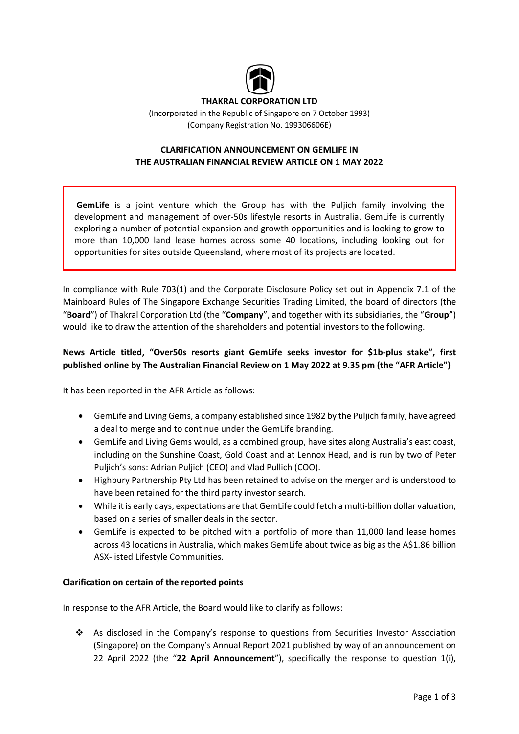**THAKRAL CORPORATION LTD**

(Incorporated in the Republic of Singapore on 7 October 1993)
(Company Registration No. 199306606E)

## CLARIFICATION ANNOUNCEMENT ON GEMLIFE IN THE AUSTRALIAN FINANCIAL REVIEW ARTICLE ON 1 MAY 2022

**GemLife** is a joint venture which the Group has with the Puljich family involving the development and management of over-50s lifestyle resorts in Australia. GemLife is currently exploring a number of potential expansion and growth opportunities and is looking to grow to more than 10,000 land lease homes across some 40 locations, including looking out for opportunities for sites outside Queensland, where most of its projects are located.

In compliance with Rule 703(1) and the Corporate Disclosure Policy set out in Appendix 7.1 of the Mainboard Rules of The Singapore Exchange Securities Trading Limited, the board of directors (the "**Board**") of Thakral Corporation Ltd (the "**Company**", and together with its subsidiaries, the "**Group**") would like to draw the attention of the shareholders and potential investors to the following.

**News Article titled, "Over50s resorts giant GemLife seeks investor for $1b-plus stake", first published online by The Australian Financial Review on 1 May 2022 at 9.35 pm (the "AFR Article")**

It has been reported in the AFR Article as follows:

- GemLife and Living Gems, a company established since 1982 by the Puljich family, have agreed a deal to merge and to continue under the GemLife branding.
- GemLife and Living Gems would, as a combined group, have sites along Australia's east coast, including on the Sunshine Coast, Gold Coast and at Lennox Head, and is run by two of Peter Puljich's sons: Adrian Puljich (CEO) and Vlad Pullich (COO).
- Highbury Partnership Pty Ltd has been retained to advise on the merger and is understood to have been retained for the third party investor search.
- While it is early days, expectations are that GemLife could fetch a multi-billion dollar valuation, based on a series of smaller deals in the sector.
- GemLife is expected to be pitched with a portfolio of more than 11,000 land lease homes across 43 locations in Australia, which makes GemLife about twice as big as the A$1.86 billion ASX-listed Lifestyle Communities.

**Clarification on certain of the reported points**

In response to the AFR Article, the Board would like to clarify as follows:

- ❖ As disclosed in the Company's response to questions from Securities Investor Association (Singapore) on the Company's Annual Report 2021 published by way of an announcement on 22 April 2022 (the "**22 April Announcement**"), specifically the response to question 1(i),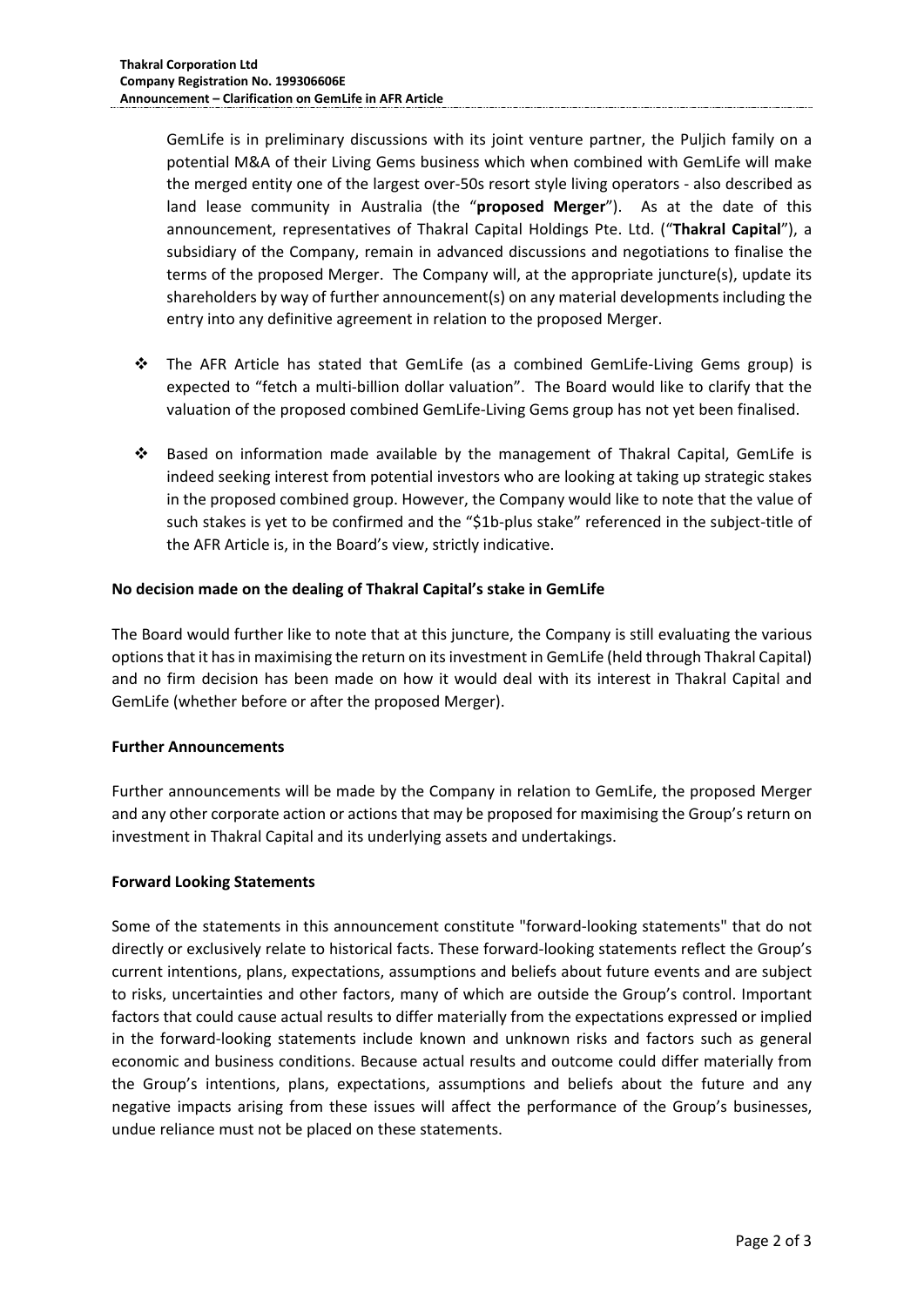GemLife is in preliminary discussions with its joint venture partner, the Puljich family on a potential M&A of their Living Gems business which when combined with GemLife will make the merged entity one of the largest over-50s resort style living operators - also described as land lease community in Australia (the "**proposed Merger**"). As at the date of this announcement, representatives of Thakral Capital Holdings Pte. Ltd. ("**Thakral Capital**"), a subsidiary of the Company, remain in advanced discussions and negotiations to finalise the terms of the proposed Merger. The Company will, at the appropriate juncture(s), update its shareholders by way of further announcement(s) on any material developments including the entry into any definitive agreement in relation to the proposed Merger.

- The AFR Article has stated that GemLife (as a combined GemLife-Living Gems group) is expected to "fetch a multi-billion dollar valuation". The Board would like to clarify that the valuation of the proposed combined GemLife-Living Gems group has not yet been finalised.
- Based on information made available by the management of Thakral Capital, GemLife is indeed seeking interest from potential investors who are looking at taking up strategic stakes in the proposed combined group. However, the Company would like to note that the value of such stakes is yet to be confirmed and the "$1b-plus stake" referenced in the subject-title of the AFR Article is, in the Board's view, strictly indicative.

**No decision made on the dealing of Thakral Capital's stake in GemLife**

The Board would further like to note that at this juncture, the Company is still evaluating the various options that it has in maximising the return on its investment in GemLife (held through Thakral Capital) and no firm decision has been made on how it would deal with its interest in Thakral Capital and GemLife (whether before or after the proposed Merger).

**Further Announcements**

Further announcements will be made by the Company in relation to GemLife, the proposed Merger and any other corporate action or actions that may be proposed for maximising the Group's return on investment in Thakral Capital and its underlying assets and undertakings.

**Forward Looking Statements**

Some of the statements in this announcement constitute "forward-looking statements" that do not directly or exclusively relate to historical facts. These forward-looking statements reflect the Group's current intentions, plans, expectations, assumptions and beliefs about future events and are subject to risks, uncertainties and other factors, many of which are outside the Group's control. Important factors that could cause actual results to differ materially from the expectations expressed or implied in the forward-looking statements include known and unknown risks and factors such as general economic and business conditions. Because actual results and outcome could differ materially from the Group's intentions, plans, expectations, assumptions and beliefs about the future and any negative impacts arising from these issues will affect the performance of the Group's businesses, undue reliance must not be placed on these statements.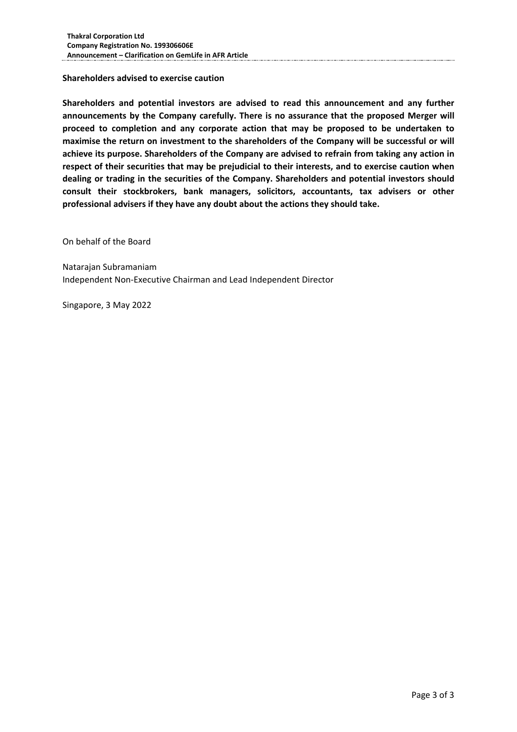**Shareholders advised to exercise caution**

**Shareholders and potential investors are advised to read this announcement and any further announcements by the Company carefully. There is no assurance that the proposed Merger will proceed to completion and any corporate action that may be proposed to be undertaken to maximise the return on investment to the shareholders of the Company will be successful or will achieve its purpose. Shareholders of the Company are advised to refrain from taking any action in respect of their securities that may be prejudicial to their interests, and to exercise caution when dealing or trading in the securities of the Company. Shareholders and potential investors should consult their stockbrokers, bank managers, solicitors, accountants, tax advisers or other professional advisers if they have any doubt about the actions they should take.**

On behalf of the Board

Natarajan Subramaniam
Independent Non-Executive Chairman and Lead Independent Director

Singapore, 3 May 2022